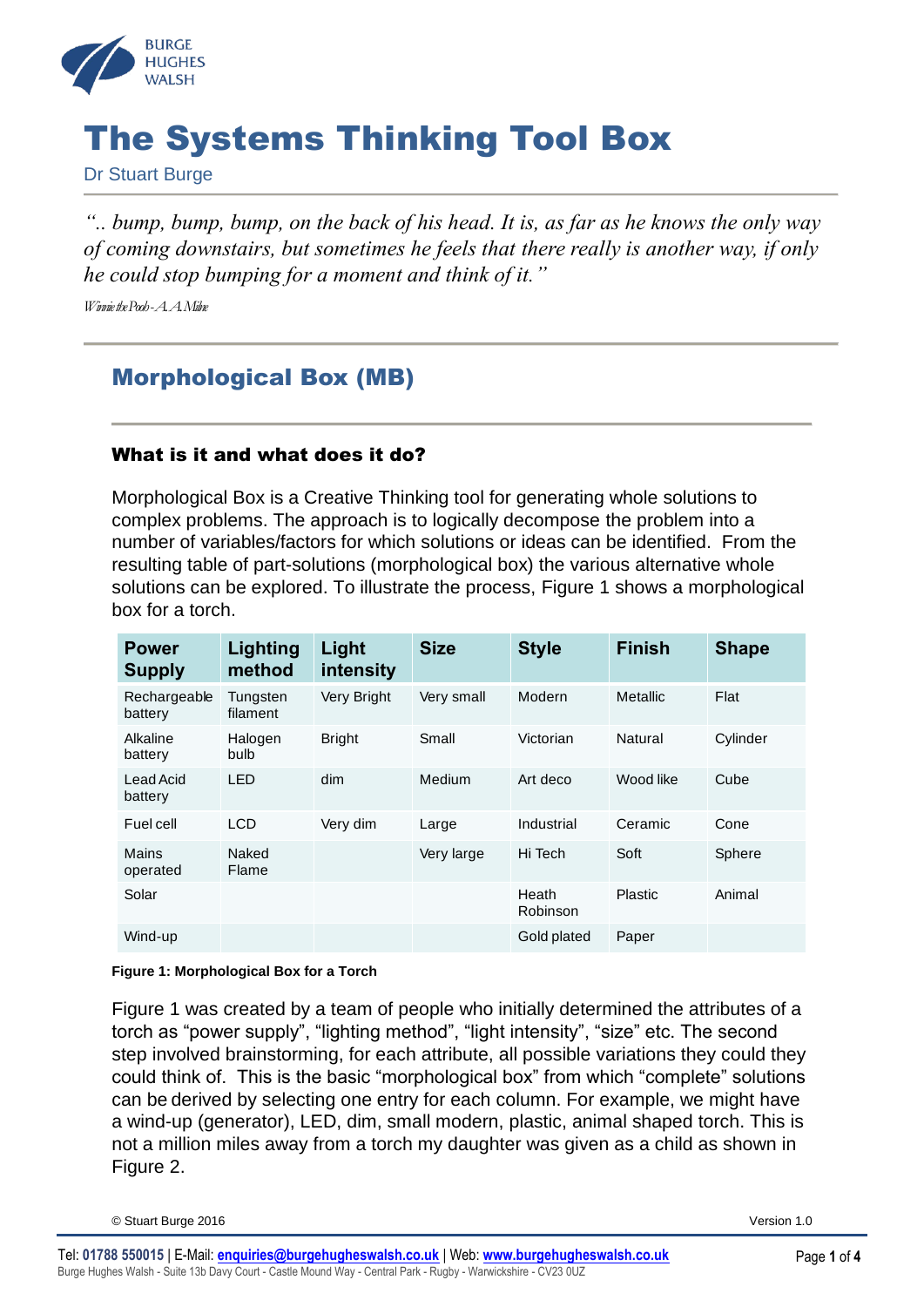# The Systems Thinking Tool Box

Dr Stuart Burge

*".. bump, bump, bump, on the back of his head. It is, as far as he knows the only way of coming downstairs, but sometimes he feels that there really is another way, if only he could stop bumping for a moment and think of it."*

*Winnie the Pooh - A. A. Milne*

## Morphological Box (MB)

### What is it and what does it do?

Morphological Box is a Creative Thinking tool for generating whole solutions to complex problems. The approach is to logically decompose the problem into a number of variables/factors for which solutions or ideas can be identified. From the resulting table of part-solutions (morphological box) the various alternative whole solutions can be explored. To illustrate the process, Figure 1 shows a morphological box for a torch.

| Power Supply | Lighting method | Light intensity | Size | Style | Finish | Shape |
|---|---|---|---|---|---|---|
| Rechargeable battery | Tungsten filament | Very Bright | Very small | Modern | Metallic | Flat |
| Alkaline battery | Halogen bulb | Bright | Small | Victorian | Natural | Cylinder |
| Lead Acid battery | LED | dim | Medium | Art deco | Wood like | Cube |
| Fuel cell | LCD | Very dim | Large | Industrial | Ceramic | Cone |
| Mains operated | Naked Flame | | Very large | Hi Tech | Soft | Sphere |
| Solar | | | | Heath Robinson | Plastic | Animal |
| Wind-up | | | | Gold plated | Paper | |

**Figure 1: Morphological Box for a Torch**

Figure 1 was created by a team of people who initially determined the attributes of a torch as "power supply", "lighting method", "light intensity", "size" etc. The second step involved brainstorming, for each attribute, all possible variations they could they could think of. This is the basic "morphological box" from which "complete" solutions can be derived by selecting one entry for each column. For example, we might have a wind-up (generator), LED, dim, small modern, plastic, animal shaped torch. This is not a million miles away from a torch my daughter was given as a child as shown in Figure 2.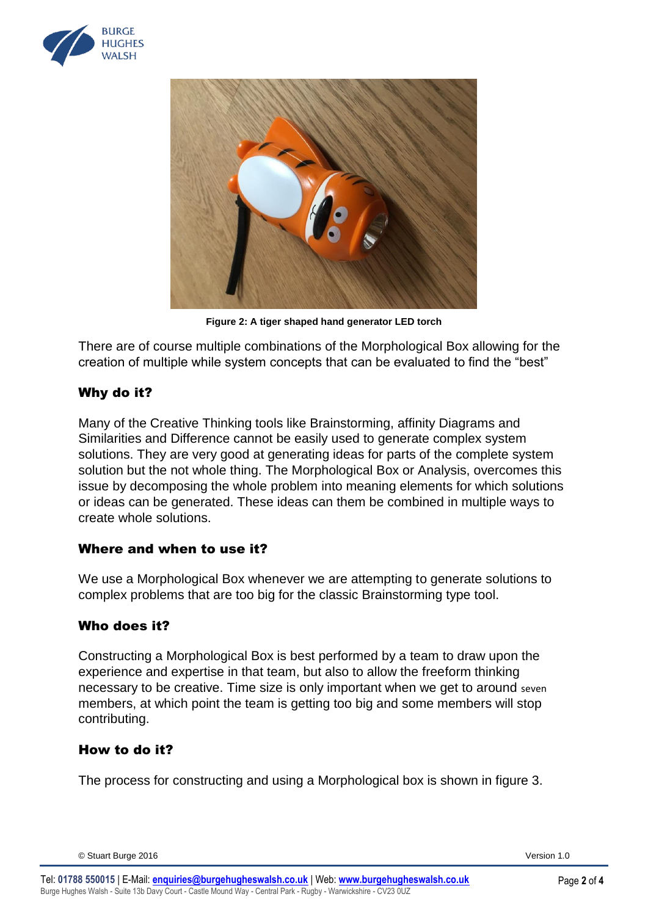Figure 2: A tiger shaped hand generator LED torch

There are of course multiple combinations of the Morphological Box allowing for the creation of multiple while system concepts that can be evaluated to find the "best"

## Why do it?

Many of the Creative Thinking tools like Brainstorming, affinity Diagrams and Similarities and Difference cannot be easily used to generate complex system solutions. They are very good at generating ideas for parts of the complete system solution but the not whole thing. The Morphological Box or Analysis, overcomes this issue by decomposing the whole problem into meaning elements for which solutions or ideas can be generated. These ideas can them be combined in multiple ways to create whole solutions.

## Where and when to use it?

We use a Morphological Box whenever we are attempting to generate solutions to complex problems that are too big for the classic Brainstorming type tool.

## Who does it?

Constructing a Morphological Box is best performed by a team to draw upon the experience and expertise in that team, but also to allow the freeform thinking necessary to be creative. Time size is only important when we get to around seven members, at which point the team is getting too big and some members will stop contributing.

## How to do it?

The process for constructing and using a Morphological box is shown in figure 3.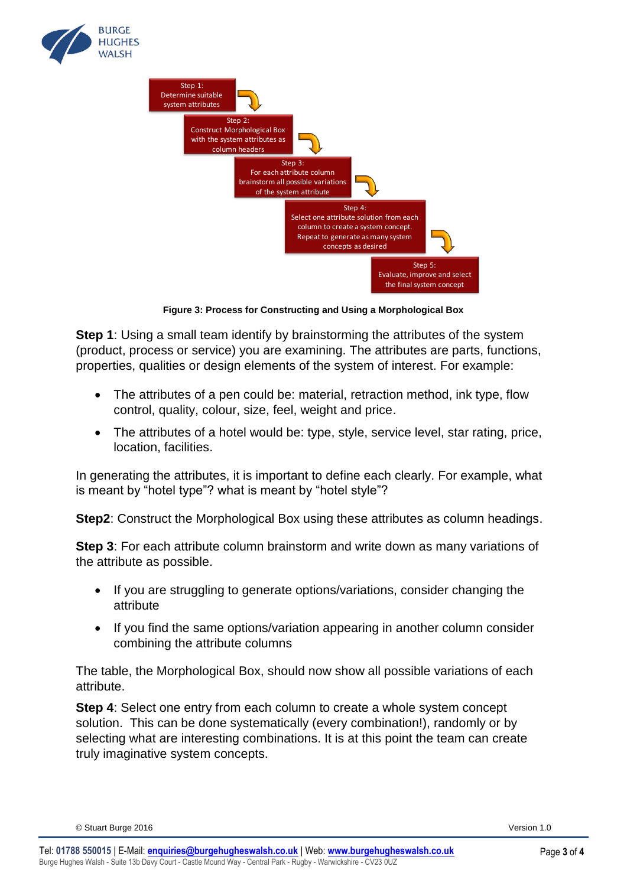Step 1:
Determine suitable system attributes

Step 2:
Construct Morphological Box with the system attributes as column headers

Step 3:
For each attribute column brainstorm all possible variations of the system attribute

Step 4:
Select one attribute solution from each column to create a system concept. Repeat to generate as many system concepts as desired

Step 5:
Evaluate, improve and select the final system concept

**Figure 3: Process for Constructing and Using a Morphological Box**

**Step 1**: Using a small team identify by brainstorming the attributes of the system (product, process or service) you are examining. The attributes are parts, functions, properties, qualities or design elements of the system of interest. For example:

- The attributes of a pen could be: material, retraction method, ink type, flow control, quality, colour, size, feel, weight and price.
- The attributes of a hotel would be: type, style, service level, star rating, price, location, facilities.

In generating the attributes, it is important to define each clearly. For example, what is meant by "hotel type"? what is meant by "hotel style"?

**Step2**: Construct the Morphological Box using these attributes as column headings.

**Step 3**: For each attribute column brainstorm and write down as many variations of the attribute as possible.

- If you are struggling to generate options/variations, consider changing the attribute
- If you find the same options/variation appearing in another column consider combining the attribute columns

The table, the Morphological Box, should now show all possible variations of each attribute.

**Step 4**: Select one entry from each column to create a whole system concept solution. This can be done systematically (every combination!), randomly or by selecting what are interesting combinations. It is at this point the team can create truly imaginative system concepts.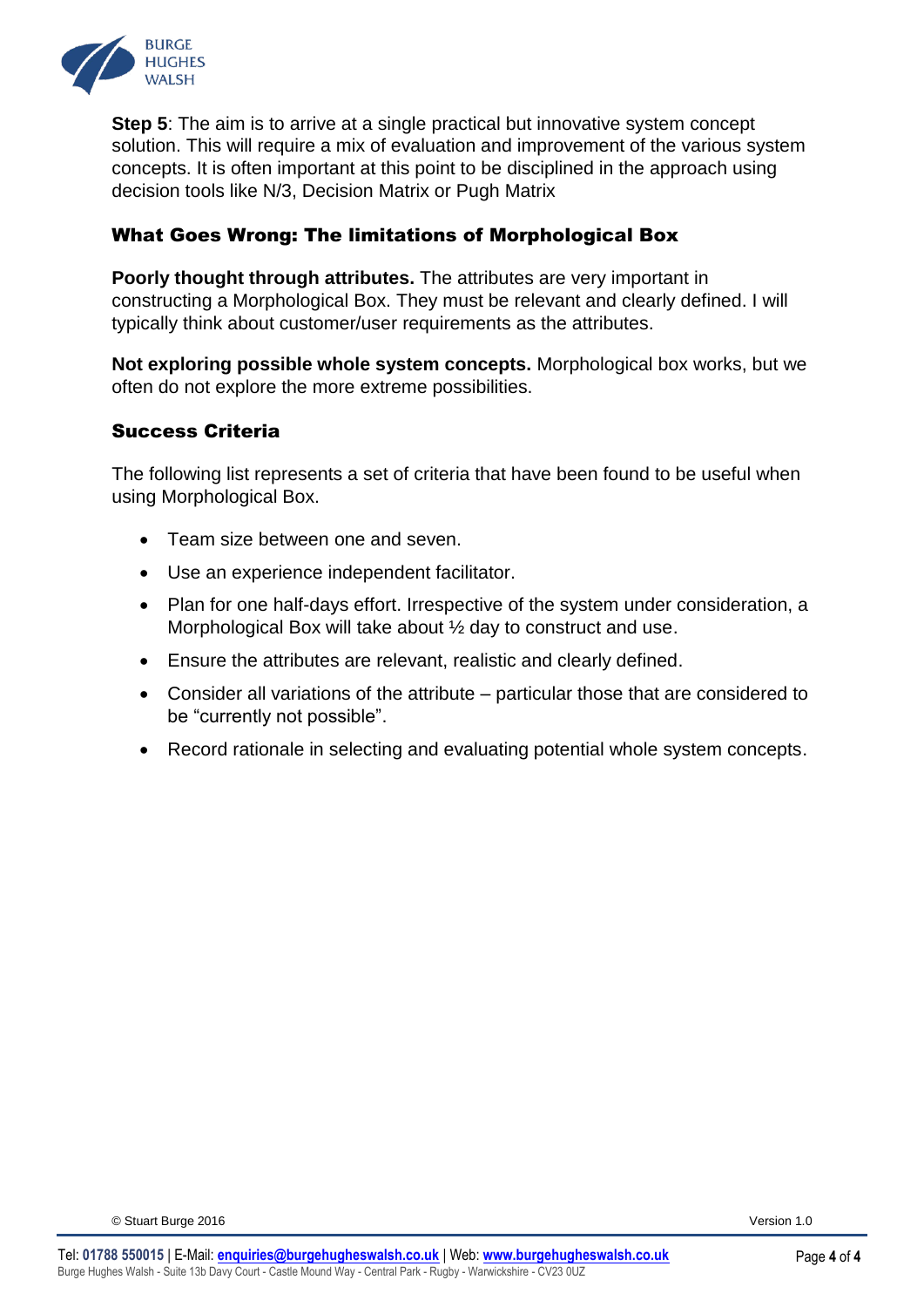**Step 5**: The aim is to arrive at a single practical but innovative system concept solution. This will require a mix of evaluation and improvement of the various system concepts. It is often important at this point to be disciplined in the approach using decision tools like N/3, Decision Matrix or Pugh Matrix

## What Goes Wrong: The limitations of Morphological Box

**Poorly thought through attributes.** The attributes are very important in constructing a Morphological Box. They must be relevant and clearly defined. I will typically think about customer/user requirements as the attributes.

**Not exploring possible whole system concepts.** Morphological box works, but we often do not explore the more extreme possibilities.

## Success Criteria

The following list represents a set of criteria that have been found to be useful when using Morphological Box.

- Team size between one and seven.
- Use an experience independent facilitator.
- Plan for one half-days effort. Irrespective of the system under consideration, a Morphological Box will take about ½ day to construct and use.
- Ensure the attributes are relevant, realistic and clearly defined.
- Consider all variations of the attribute – particular those that are considered to be "currently not possible".
- Record rationale in selecting and evaluating potential whole system concepts.

© Stuart Burge 2016 Version 1.0